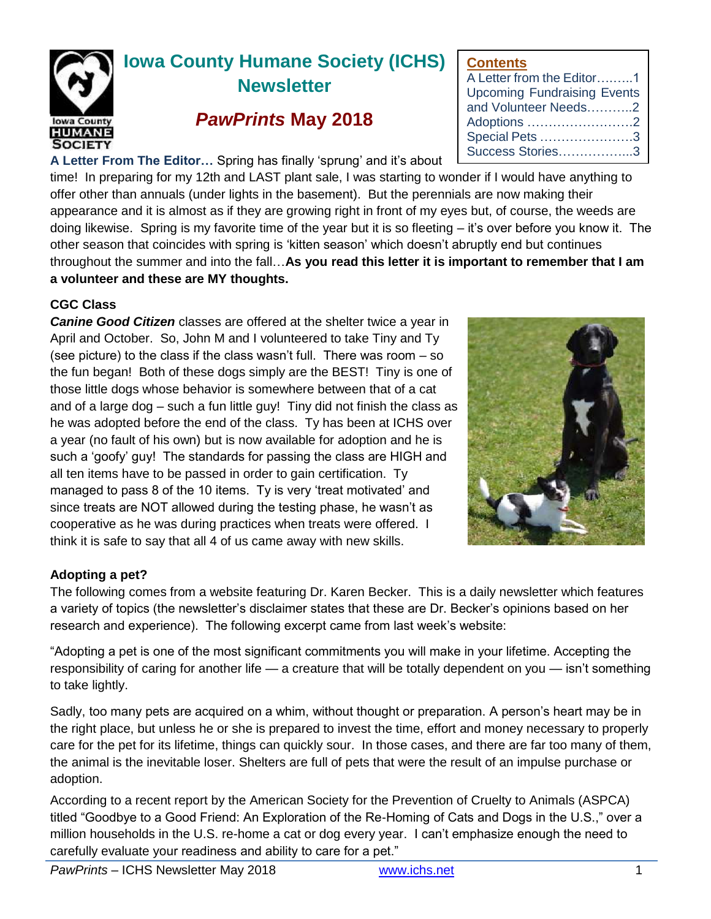# Iowa County Humane Society (ICHS) Newsletter

## *PawPrints* May 2018

**Contents**
A Letter from the Editor.........1
Upcoming Fundraising Events and Volunteer Needs...........2
Adoptions .........................2
Special Pets ......................3
Success Stories..................3

**A Letter From The Editor…** Spring has finally 'sprung' and it's about time! In preparing for my 12th and LAST plant sale, I was starting to wonder if I would have anything to offer other than annuals (under lights in the basement). But the perennials are now making their appearance and it is almost as if they are growing right in front of my eyes but, of course, the weeds are doing likewise. Spring is my favorite time of the year but it is so fleeting – it's over before you know it. The other season that coincides with spring is 'kitten season' which doesn't abruptly end but continues throughout the summer and into the fall…**As you read this letter it is important to remember that I am a volunteer and these are MY thoughts.**

**CGC Class**

***Canine Good Citizen*** classes are offered at the shelter twice a year in April and October. So, John M and I volunteered to take Tiny and Ty (see picture) to the class if the class wasn't full. There was room – so the fun began! Both of these dogs simply are the BEST! Tiny is one of those little dogs whose behavior is somewhere between that of a cat and of a large dog – such a fun little guy! Tiny did not finish the class as he was adopted before the end of the class. Ty has been at ICHS over a year (no fault of his own) but is now available for adoption and he is such a 'goofy' guy! The standards for passing the class are HIGH and all ten items have to be passed in order to gain certification. Ty managed to pass 8 of the 10 items. Ty is very 'treat motivated' and since treats are NOT allowed during the testing phase, he wasn't as cooperative as he was during practices when treats were offered. I think it is safe to say that all 4 of us came away with new skills.

**Adopting a pet?**

The following comes from a website featuring Dr. Karen Becker. This is a daily newsletter which features a variety of topics (the newsletter's disclaimer states that these are Dr. Becker's opinions based on her research and experience). The following excerpt came from last week's website:

"Adopting a pet is one of the most significant commitments you will make in your lifetime. Accepting the responsibility of caring for another life — a creature that will be totally dependent on you — isn't something to take lightly.

Sadly, too many pets are acquired on a whim, without thought or preparation. A person's heart may be in the right place, but unless he or she is prepared to invest the time, effort and money necessary to properly care for the pet for its lifetime, things can quickly sour. In those cases, and there are far too many of them, the animal is the inevitable loser. Shelters are full of pets that were the result of an impulse purchase or adoption.

According to a recent report by the American Society for the Prevention of Cruelty to Animals (ASPCA) titled "Goodbye to a Good Friend: An Exploration of the Re-Homing of Cats and Dogs in the U.S.," over a million households in the U.S. re-home a cat or dog every year. I can't emphasize enough the need to carefully evaluate your readiness and ability to care for a pet."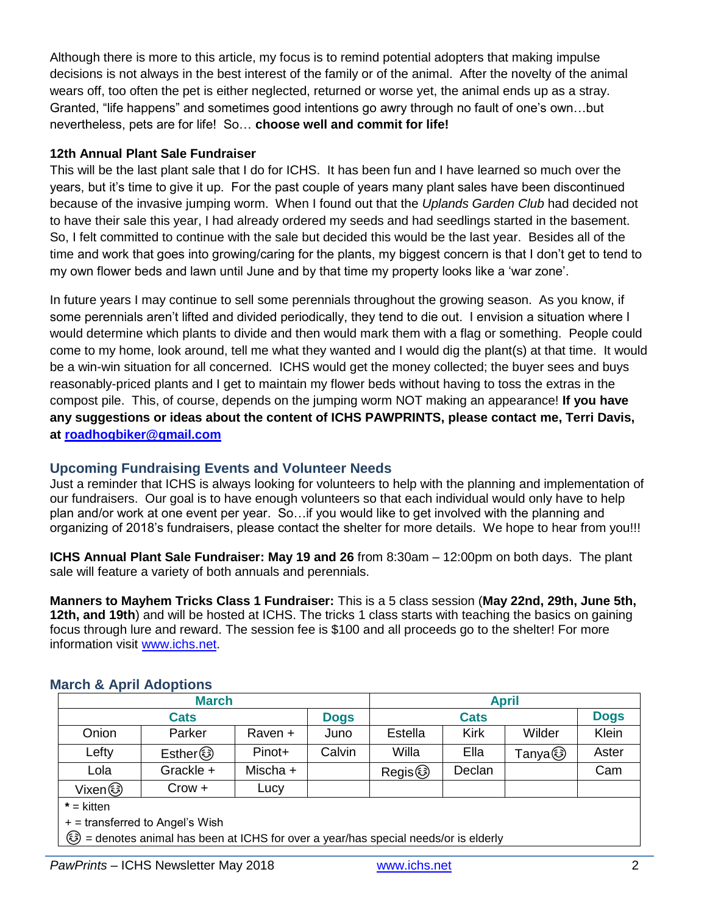Although there is more to this article, my focus is to remind potential adopters that making impulse decisions is not always in the best interest of the family or of the animal. After the novelty of the animal wears off, too often the pet is either neglected, returned or worse yet, the animal ends up as a stray. Granted, "life happens" and sometimes good intentions go awry through no fault of one's own…but nevertheless, pets are for life! So… **choose well and commit for life!**

**12th Annual Plant Sale Fundraiser**

This will be the last plant sale that I do for ICHS. It has been fun and I have learned so much over the years, but it's time to give it up. For the past couple of years many plant sales have been discontinued because of the invasive jumping worm. When I found out that the *Uplands Garden Club* had decided not to have their sale this year, I had already ordered my seeds and had seedlings started in the basement. So, I felt committed to continue with the sale but decided this would be the last year. Besides all of the time and work that goes into growing/caring for the plants, my biggest concern is that I don't get to tend to my own flower beds and lawn until June and by that time my property looks like a 'war zone'.

In future years I may continue to sell some perennials throughout the growing season. As you know, if some perennials aren't lifted and divided periodically, they tend to die out. I envision a situation where I would determine which plants to divide and then would mark them with a flag or something. People could come to my home, look around, tell me what they wanted and I would dig the plant(s) at that time. It would be a win-win situation for all concerned. ICHS would get the money collected; the buyer sees and buys reasonably-priced plants and I get to maintain my flower beds without having to toss the extras in the compost pile. This, of course, depends on the jumping worm NOT making an appearance! **If you have any suggestions or ideas about the content of ICHS PAWPRINTS, please contact me, Terri Davis, at roadhogbiker@gmail.com**

## Upcoming Fundraising Events and Volunteer Needs

Just a reminder that ICHS is always looking for volunteers to help with the planning and implementation of our fundraisers. Our goal is to have enough volunteers so that each individual would only have to help plan and/or work at one event per year. So…if you would like to get involved with the planning and organizing of 2018's fundraisers, please contact the shelter for more details. We hope to hear from you!!!

**ICHS Annual Plant Sale Fundraiser: May 19 and 26** from 8:30am – 12:00pm on both days. The plant sale will feature a variety of both annuals and perennials.

**Manners to Mayhem Tricks Class 1 Fundraiser:** This is a 5 class session (**May 22nd, 29th, June 5th, 12th, and 19th**) and will be hosted at ICHS. The tricks 1 class starts with teaching the basics on gaining focus through lure and reward. The session fee is $100 and all proceeds go to the shelter! For more information visit www.ichs.net.

## March & April Adoptions

| March | | | | April | | | |
|---|---|---|---|---|---|---|---|
| Cats | | | Dogs | Cats | | | Dogs |
| Onion | Parker | Raven + | Juno | Estella | Kirk | Wilder | Klein |
| Lefty | Esther☺ | Pinot+ | Calvin | Willa | Ella | Tanya☺ | Aster |
| Lola | Grackle + | Mischa + | | Regis☺ | Declan | | Cam |
| Vixen☺ | Crow + | Lucy | | | | | |

**\*** = kitten

+ = transferred to Angel's Wish

☺ = denotes animal has been at ICHS for over a year/has special needs/or is elderly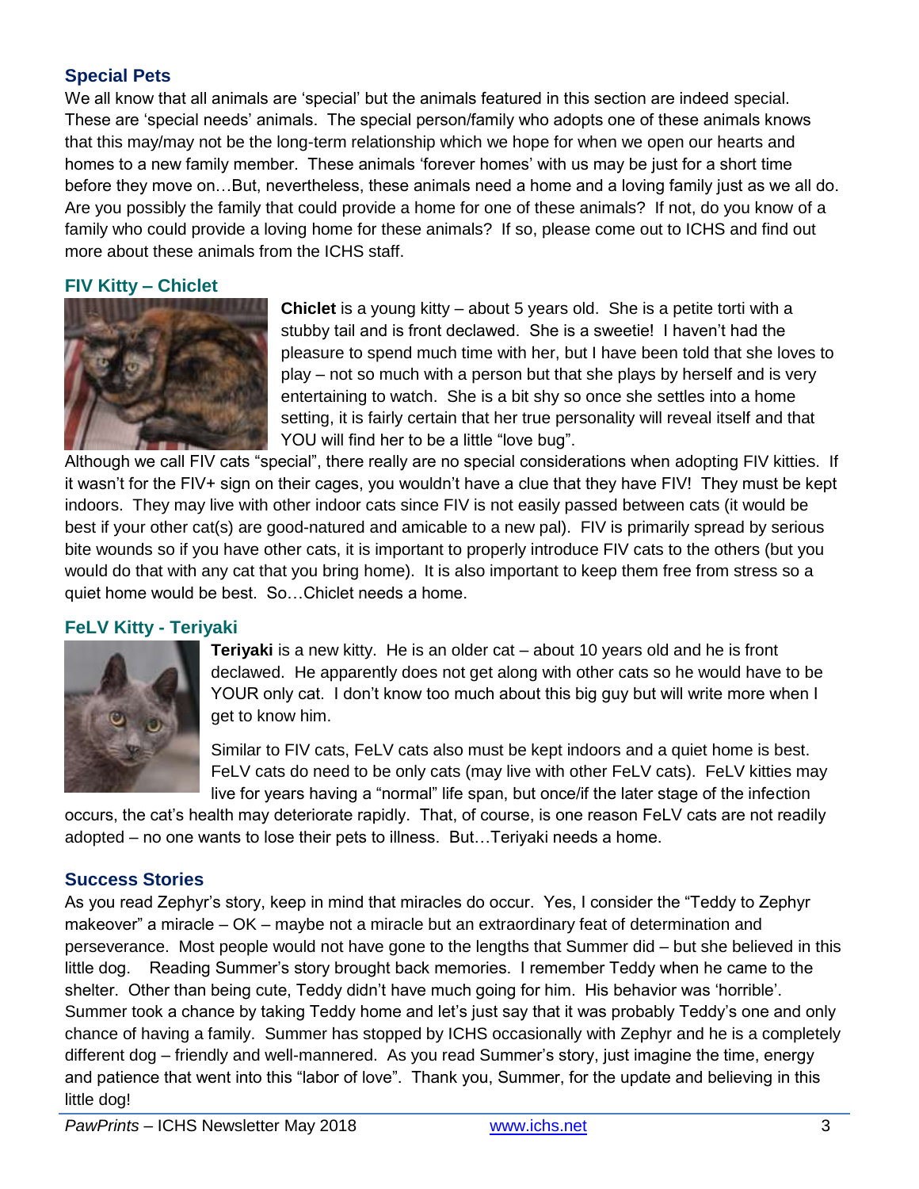## Special Pets

We all know that all animals are 'special' but the animals featured in this section are indeed special. These are 'special needs' animals. The special person/family who adopts one of these animals knows that this may/may not be the long-term relationship which we hope for when we open our hearts and homes to a new family member. These animals 'forever homes' with us may be just for a short time before they move on…But, nevertheless, these animals need a home and a loving family just as we all do. Are you possibly the family that could provide a home for one of these animals? If not, do you know of a family who could provide a loving home for these animals? If so, please come out to ICHS and find out more about these animals from the ICHS staff.

### FIV Kitty – Chiclet

**Chiclet** is a young kitty – about 5 years old. She is a petite torti with a stubby tail and is front declawed. She is a sweetie! I haven't had the pleasure to spend much time with her, but I have been told that she loves to play – not so much with a person but that she plays by herself and is very entertaining to watch. She is a bit shy so once she settles into a home setting, it is fairly certain that her true personality will reveal itself and that YOU will find her to be a little "love bug".

Although we call FIV cats "special", there really are no special considerations when adopting FIV kitties. If it wasn't for the FIV+ sign on their cages, you wouldn't have a clue that they have FIV! They must be kept indoors. They may live with other indoor cats since FIV is not easily passed between cats (it would be best if your other cat(s) are good-natured and amicable to a new pal). FIV is primarily spread by serious bite wounds so if you have other cats, it is important to properly introduce FIV cats to the others (but you would do that with any cat that you bring home). It is also important to keep them free from stress so a quiet home would be best. So…Chiclet needs a home.

### FeLV Kitty - Teriyaki

**Teriyaki** is a new kitty. He is an older cat – about 10 years old and he is front declawed. He apparently does not get along with other cats so he would have to be YOUR only cat. I don't know too much about this big guy but will write more when I get to know him.

Similar to FIV cats, FeLV cats also must be kept indoors and a quiet home is best. FeLV cats do need to be only cats (may live with other FeLV cats). FeLV kitties may live for years having a "normal" life span, but once/if the later stage of the infection occurs, the cat's health may deteriorate rapidly. That, of course, is one reason FeLV cats are not readily adopted – no one wants to lose their pets to illness. But…Teriyaki needs a home.

## Success Stories

As you read Zephyr's story, keep in mind that miracles do occur. Yes, I consider the "Teddy to Zephyr makeover" a miracle – OK – maybe not a miracle but an extraordinary feat of determination and perseverance. Most people would not have gone to the lengths that Summer did – but she believed in this little dog. Reading Summer's story brought back memories. I remember Teddy when he came to the shelter. Other than being cute, Teddy didn't have much going for him. His behavior was 'horrible'. Summer took a chance by taking Teddy home and let's just say that it was probably Teddy's one and only chance of having a family. Summer has stopped by ICHS occasionally with Zephyr and he is a completely different dog – friendly and well-mannered. As you read Summer's story, just imagine the time, energy and patience that went into this "labor of love". Thank you, Summer, for the update and believing in this little dog!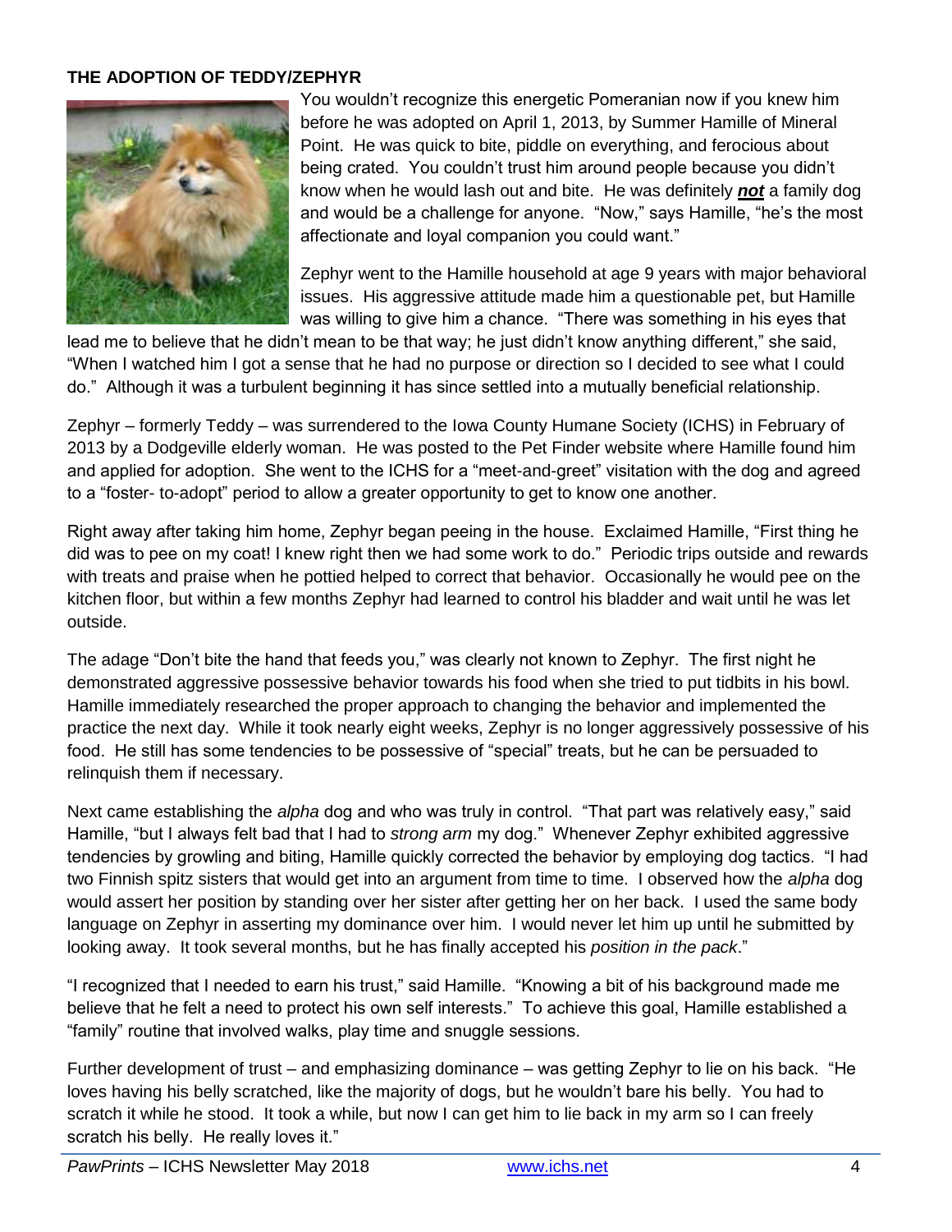**THE ADOPTION OF TEDDY/ZEPHYR**

You wouldn't recognize this energetic Pomeranian now if you knew him before he was adopted on April 1, 2013, by Summer Hamille of Mineral Point. He was quick to bite, piddle on everything, and ferocious about being crated. You couldn't trust him around people because you didn't know when he would lash out and bite. He was definitely ***not*** a family dog and would be a challenge for anyone. "Now," says Hamille, "he's the most affectionate and loyal companion you could want."

Zephyr went to the Hamille household at age 9 years with major behavioral issues. His aggressive attitude made him a questionable pet, but Hamille was willing to give him a chance. "There was something in his eyes that lead me to believe that he didn't mean to be that way; he just didn't know anything different," she said, "When I watched him I got a sense that he had no purpose or direction so I decided to see what I could do." Although it was a turbulent beginning it has since settled into a mutually beneficial relationship.

Zephyr – formerly Teddy – was surrendered to the Iowa County Humane Society (ICHS) in February of 2013 by a Dodgeville elderly woman. He was posted to the Pet Finder website where Hamille found him and applied for adoption. She went to the ICHS for a "meet-and-greet" visitation with the dog and agreed to a "foster- to-adopt" period to allow a greater opportunity to get to know one another.

Right away after taking him home, Zephyr began peeing in the house. Exclaimed Hamille, "First thing he did was to pee on my coat! I knew right then we had some work to do." Periodic trips outside and rewards with treats and praise when he pottied helped to correct that behavior. Occasionally he would pee on the kitchen floor, but within a few months Zephyr had learned to control his bladder and wait until he was let outside.

The adage "Don't bite the hand that feeds you," was clearly not known to Zephyr. The first night he demonstrated aggressive possessive behavior towards his food when she tried to put tidbits in his bowl. Hamille immediately researched the proper approach to changing the behavior and implemented the practice the next day. While it took nearly eight weeks, Zephyr is no longer aggressively possessive of his food. He still has some tendencies to be possessive of "special" treats, but he can be persuaded to relinquish them if necessary.

Next came establishing the *alpha* dog and who was truly in control. "That part was relatively easy," said Hamille, "but I always felt bad that I had to *strong arm* my dog." Whenever Zephyr exhibited aggressive tendencies by growling and biting, Hamille quickly corrected the behavior by employing dog tactics. "I had two Finnish spitz sisters that would get into an argument from time to time. I observed how the *alpha* dog would assert her position by standing over her sister after getting her on her back. I used the same body language on Zephyr in asserting my dominance over him. I would never let him up until he submitted by looking away. It took several months, but he has finally accepted his *position in the pack*."

"I recognized that I needed to earn his trust," said Hamille. "Knowing a bit of his background made me believe that he felt a need to protect his own self interests." To achieve this goal, Hamille established a "family" routine that involved walks, play time and snuggle sessions.

Further development of trust – and emphasizing dominance – was getting Zephyr to lie on his back. "He loves having his belly scratched, like the majority of dogs, but he wouldn't bare his belly. You had to scratch it while he stood. It took a while, but now I can get him to lie back in my arm so I can freely scratch his belly. He really loves it."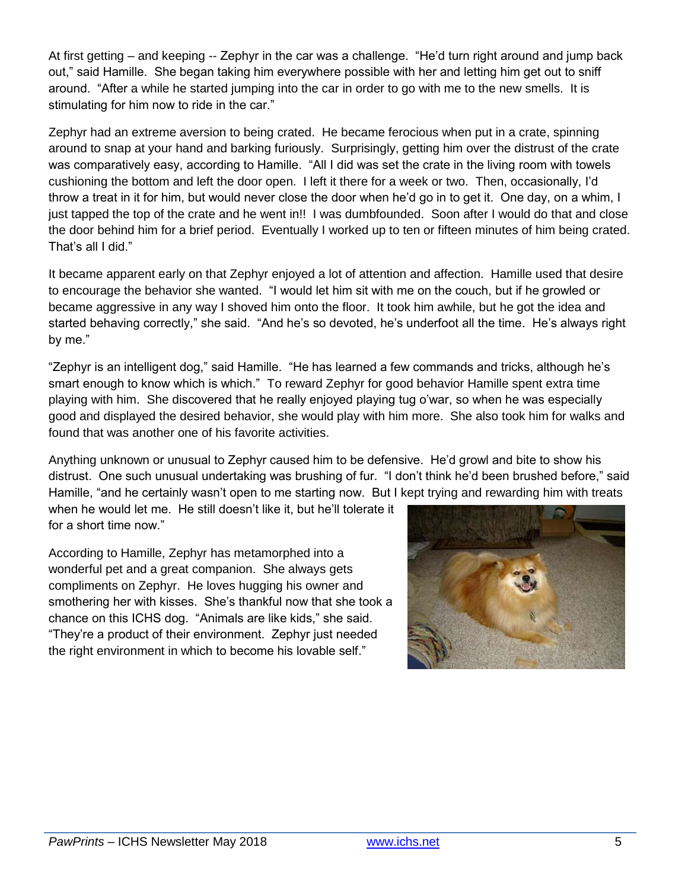At first getting – and keeping -- Zephyr in the car was a challenge. "He'd turn right around and jump back out," said Hamille. She began taking him everywhere possible with her and letting him get out to sniff around. "After a while he started jumping into the car in order to go with me to the new smells. It is stimulating for him now to ride in the car."

Zephyr had an extreme aversion to being crated. He became ferocious when put in a crate, spinning around to snap at your hand and barking furiously. Surprisingly, getting him over the distrust of the crate was comparatively easy, according to Hamille. "All I did was set the crate in the living room with towels cushioning the bottom and left the door open. I left it there for a week or two. Then, occasionally, I'd throw a treat in it for him, but would never close the door when he'd go in to get it. One day, on a whim, I just tapped the top of the crate and he went in!! I was dumbfounded. Soon after I would do that and close the door behind him for a brief period. Eventually I worked up to ten or fifteen minutes of him being crated. That's all I did."

It became apparent early on that Zephyr enjoyed a lot of attention and affection. Hamille used that desire to encourage the behavior she wanted. "I would let him sit with me on the couch, but if he growled or became aggressive in any way I shoved him onto the floor. It took him awhile, but he got the idea and started behaving correctly," she said. "And he's so devoted, he's underfoot all the time. He's always right by me."

"Zephyr is an intelligent dog," said Hamille. "He has learned a few commands and tricks, although he's smart enough to know which is which." To reward Zephyr for good behavior Hamille spent extra time playing with him. She discovered that he really enjoyed playing tug o'war, so when he was especially good and displayed the desired behavior, she would play with him more. She also took him for walks and found that was another one of his favorite activities.

Anything unknown or unusual to Zephyr caused him to be defensive. He'd growl and bite to show his distrust. One such unusual undertaking was brushing of fur. "I don't think he'd been brushed before," said Hamille, "and he certainly wasn't open to me starting now. But I kept trying and rewarding him with treats when he would let me. He still doesn't like it, but he'll tolerate it for a short time now."

According to Hamille, Zephyr has metamorphed into a wonderful pet and a great companion. She always gets compliments on Zephyr. He loves hugging his owner and smothering her with kisses. She's thankful now that she took a chance on this ICHS dog. "Animals are like kids," she said. "They're a product of their environment. Zephyr just needed the right environment in which to become his lovable self."